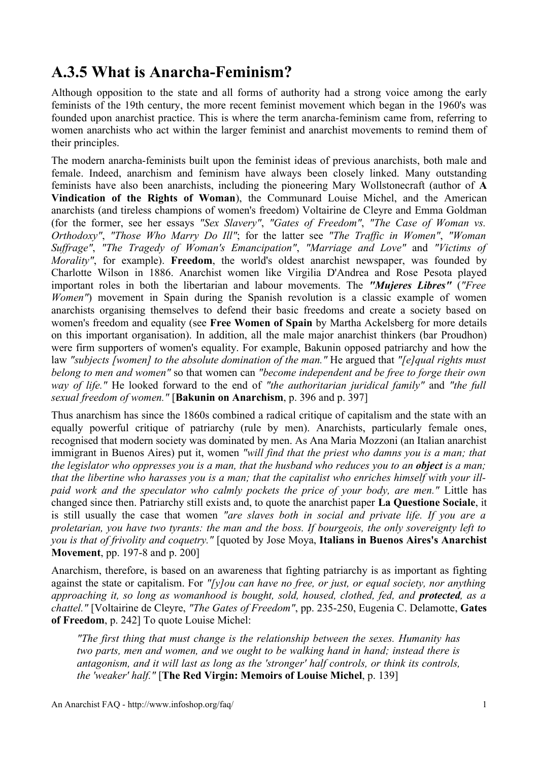## A.3.5 What is Anarcha-Feminism?

Although opposition to the state and all forms of authority had a strong voice among the early feminists of the 19th century, the more recent feminist movement which began in the 1960's was founded upon anarchist practice. This is where the term anarcha-feminism came from, referring to women anarchists who act within the larger feminist and anarchist movements to remind them of their principles.

The modern anarcha-feminists built upon the feminist ideas of previous anarchists, both male and female. Indeed, anarchism and feminism have always been closely linked. Many outstanding feminists have also been anarchists, including the pioneering Mary Wollstonecraft (author of **A Vindication of the Rights of Woman**), the Communard Louise Michel, and the American anarchists (and tireless champions of women's freedom) Voltairine de Cleyre and Emma Goldman (for the former, see her essays *"Sex Slavery"*, *"Gates of Freedom"*, *"The Case of Woman vs. Orthodoxy"*, *"Those Who Marry Do Ill"*; for the latter see *"The Traffic in Women"*, *"Woman Suffrage"*, *"The Tragedy of Woman's Emancipation"*, *"Marriage and Love"* and *"Victims of Morality"*, for example). **Freedom**, the world's oldest anarchist newspaper, was founded by Charlotte Wilson in 1886. Anarchist women like Virgilia D'Andrea and Rose Pesota played important roles in both the libertarian and labour movements. The ***"Mujeres Libres"*** (*"Free Women"*) movement in Spain during the Spanish revolution is a classic example of women anarchists organising themselves to defend their basic freedoms and create a society based on women's freedom and equality (see **Free Women of Spain** by Martha Ackelsberg for more details on this important organisation). In addition, all the male major anarchist thinkers (bar Proudhon) were firm supporters of women's equality. For example, Bakunin opposed patriarchy and how the law *"subjects [women] to the absolute domination of the man."* He argued that *"[e]qual rights must belong to men and women"* so that women can *"become independent and be free to forge their own way of life."* He looked forward to the end of *"the authoritarian juridical family"* and *"the full sexual freedom of women."* [**Bakunin on Anarchism**, p. 396 and p. 397]

Thus anarchism has since the 1860s combined a radical critique of capitalism and the state with an equally powerful critique of patriarchy (rule by men). Anarchists, particularly female ones, recognised that modern society was dominated by men. As Ana Maria Mozzoni (an Italian anarchist immigrant in Buenos Aires) put it, women *"will find that the priest who damns you is a man; that the legislator who oppresses you is a man, that the husband who reduces you to an **object** is a man; that the libertine who harasses you is a man; that the capitalist who enriches himself with your ill-paid work and the speculator who calmly pockets the price of your body, are men."* Little has changed since then. Patriarchy still exists and, to quote the anarchist paper **La Questione Sociale**, it is still usually the case that women *"are slaves both in social and private life. If you are a proletarian, you have two tyrants: the man and the boss. If bourgeois, the only sovereignty left to you is that of frivolity and coquetry."* [quoted by Jose Moya, **Italians in Buenos Aires's Anarchist Movement**, pp. 197-8 and p. 200]

Anarchism, therefore, is based on an awareness that fighting patriarchy is as important as fighting against the state or capitalism. For *"[y]ou can have no free, or just, or equal society, nor anything approaching it, so long as womanhood is bought, sold, housed, clothed, fed, and **protected**, as a chattel."* [Voltairine de Cleyre, *"The Gates of Freedom"*, pp. 235-250, Eugenia C. Delamotte, **Gates of Freedom**, p. 242] To quote Louise Michel:

> *"The first thing that must change is the relationship between the sexes. Humanity has two parts, men and women, and we ought to be walking hand in hand; instead there is antagonism, and it will last as long as the 'stronger' half controls, or think its controls, the 'weaker' half."* [**The Red Virgin: Memoirs of Louise Michel**, p. 139]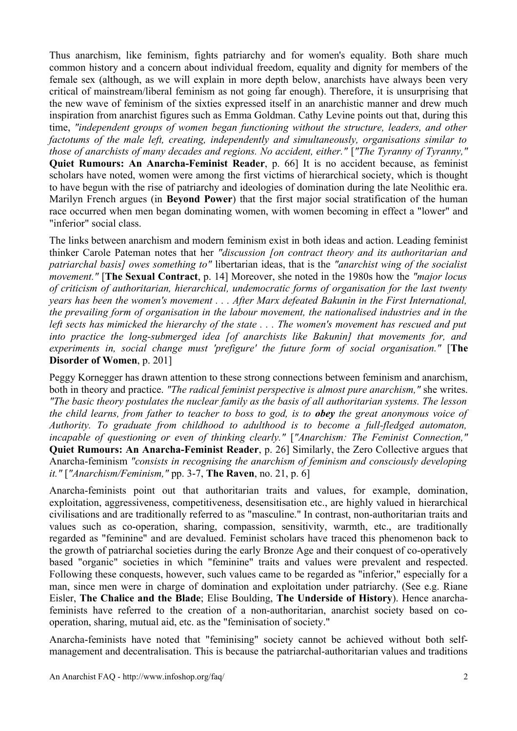Thus anarchism, like feminism, fights patriarchy and for women's equality. Both share much common history and a concern about individual freedom, equality and dignity for members of the female sex (although, as we will explain in more depth below, anarchists have always been very critical of mainstream/liberal feminism as not going far enough). Therefore, it is unsurprising that the new wave of feminism of the sixties expressed itself in an anarchistic manner and drew much inspiration from anarchist figures such as Emma Goldman. Cathy Levine points out that, during this time, *"independent groups of women began functioning without the structure, leaders, and other factotums of the male left, creating, independently and simultaneously, organisations similar to those of anarchists of many decades and regions. No accident, either."* [*"The Tyranny of Tyranny,"* **Quiet Rumours: An Anarcha-Feminist Reader**, p. 66] It is no accident because, as feminist scholars have noted, women were among the first victims of hierarchical society, which is thought to have begun with the rise of patriarchy and ideologies of domination during the late Neolithic era. Marilyn French argues (in **Beyond Power**) that the first major social stratification of the human race occurred when men began dominating women, with women becoming in effect a "lower" and "inferior" social class.

The links between anarchism and modern feminism exist in both ideas and action. Leading feminist thinker Carole Pateman notes that her *"discussion [on contract theory and its authoritarian and patriarchal basis] owes something to"* libertarian ideas, that is the *"anarchist wing of the socialist movement."* [**The Sexual Contract**, p. 14] Moreover, she noted in the 1980s how the *"major locus of criticism of authoritarian, hierarchical, undemocratic forms of organisation for the last twenty years has been the women's movement . . . After Marx defeated Bakunin in the First International, the prevailing form of organisation in the labour movement, the nationalised industries and in the left sects has mimicked the hierarchy of the state . . . The women's movement has rescued and put into practice the long-submerged idea [of anarchists like Bakunin] that movements for, and experiments in, social change must 'prefigure' the future form of social organisation."* [**The Disorder of Women**, p. 201]

Peggy Kornegger has drawn attention to these strong connections between feminism and anarchism, both in theory and practice. *"The radical feminist perspective is almost pure anarchism,"* she writes. *"The basic theory postulates the nuclear family as the basis of all authoritarian systems. The lesson the child learns, from father to teacher to boss to god, is to **obey** the great anonymous voice of Authority. To graduate from childhood to adulthood is to become a full-fledged automaton, incapable of questioning or even of thinking clearly."* [*"Anarchism: The Feminist Connection,"* **Quiet Rumours: An Anarcha-Feminist Reader**, p. 26] Similarly, the Zero Collective argues that Anarcha-feminism *"consists in recognising the anarchism of feminism and consciously developing it."* [*"Anarchism/Feminism,"* pp. 3-7, **The Raven**, no. 21, p. 6]

Anarcha-feminists point out that authoritarian traits and values, for example, domination, exploitation, aggressiveness, competitiveness, desensitisation etc., are highly valued in hierarchical civilisations and are traditionally referred to as "masculine." In contrast, non-authoritarian traits and values such as co-operation, sharing, compassion, sensitivity, warmth, etc., are traditionally regarded as "feminine" and are devalued. Feminist scholars have traced this phenomenon back to the growth of patriarchal societies during the early Bronze Age and their conquest of co-operatively based "organic" societies in which "feminine" traits and values were prevalent and respected. Following these conquests, however, such values came to be regarded as "inferior," especially for a man, since men were in charge of domination and exploitation under patriarchy. (See e.g. Riane Eisler, **The Chalice and the Blade**; Elise Boulding, **The Underside of History**). Hence anarcha-feminists have referred to the creation of a non-authoritarian, anarchist society based on co-operation, sharing, mutual aid, etc. as the "feminisation of society."

Anarcha-feminists have noted that "feminising" society cannot be achieved without both self-management and decentralisation. This is because the patriarchal-authoritarian values and traditions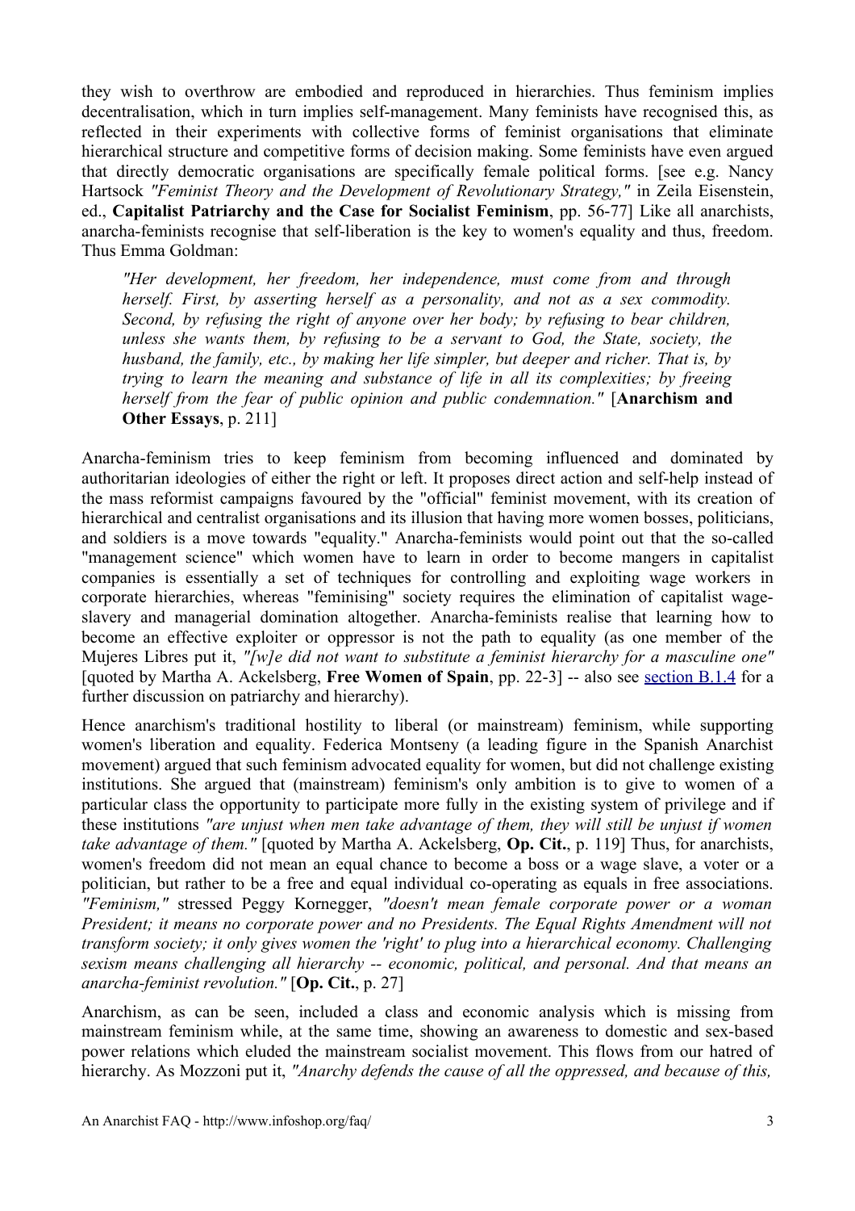they wish to overthrow are embodied and reproduced in hierarchies. Thus feminism implies decentralisation, which in turn implies self-management. Many feminists have recognised this, as reflected in their experiments with collective forms of feminist organisations that eliminate hierarchical structure and competitive forms of decision making. Some feminists have even argued that directly democratic organisations are specifically female political forms. [see e.g. Nancy Hartsock *"Feminist Theory and the Development of Revolutionary Strategy,"* in Zeila Eisenstein, ed., **Capitalist Patriarchy and the Case for Socialist Feminism**, pp. 56-77] Like all anarchists, anarcha-feminists recognise that self-liberation is the key to women's equality and thus, freedom. Thus Emma Goldman:

> *"Her development, her freedom, her independence, must come from and through herself. First, by asserting herself as a personality, and not as a sex commodity. Second, by refusing the right of anyone over her body; by refusing to bear children, unless she wants them, by refusing to be a servant to God, the State, society, the husband, the family, etc., by making her life simpler, but deeper and richer. That is, by trying to learn the meaning and substance of life in all its complexities; by freeing herself from the fear of public opinion and public condemnation."* [**Anarchism and Other Essays**, p. 211]

Anarcha-feminism tries to keep feminism from becoming influenced and dominated by authoritarian ideologies of either the right or left. It proposes direct action and self-help instead of the mass reformist campaigns favoured by the "official" feminist movement, with its creation of hierarchical and centralist organisations and its illusion that having more women bosses, politicians, and soldiers is a move towards "equality." Anarcha-feminists would point out that the so-called "management science" which women have to learn in order to become mangers in capitalist companies is essentially a set of techniques for controlling and exploiting wage workers in corporate hierarchies, whereas "feminising" society requires the elimination of capitalist wage-slavery and managerial domination altogether. Anarcha-feminists realise that learning how to become an effective exploiter or oppressor is not the path to equality (as one member of the Mujeres Libres put it, *"[w]e did not want to substitute a feminist hierarchy for a masculine one"* [quoted by Martha A. Ackelsberg, **Free Women of Spain**, pp. 22-3] -- also see section B.1.4 for a further discussion on patriarchy and hierarchy).

Hence anarchism's traditional hostility to liberal (or mainstream) feminism, while supporting women's liberation and equality. Federica Montseny (a leading figure in the Spanish Anarchist movement) argued that such feminism advocated equality for women, but did not challenge existing institutions. She argued that (mainstream) feminism's only ambition is to give to women of a particular class the opportunity to participate more fully in the existing system of privilege and if these institutions *"are unjust when men take advantage of them, they will still be unjust if women take advantage of them."* [quoted by Martha A. Ackelsberg, **Op. Cit.**, p. 119] Thus, for anarchists, women's freedom did not mean an equal chance to become a boss or a wage slave, a voter or a politician, but rather to be a free and equal individual co-operating as equals in free associations. *"Feminism,"* stressed Peggy Kornegger, *"doesn't mean female corporate power or a woman President; it means no corporate power and no Presidents. The Equal Rights Amendment will not transform society; it only gives women the 'right' to plug into a hierarchical economy. Challenging sexism means challenging all hierarchy -- economic, political, and personal. And that means an anarcha-feminist revolution."* [**Op. Cit.**, p. 27]

Anarchism, as can be seen, included a class and economic analysis which is missing from mainstream feminism while, at the same time, showing an awareness to domestic and sex-based power relations which eluded the mainstream socialist movement. This flows from our hatred of hierarchy. As Mozzoni put it, *"Anarchy defends the cause of all the oppressed, and because of this,*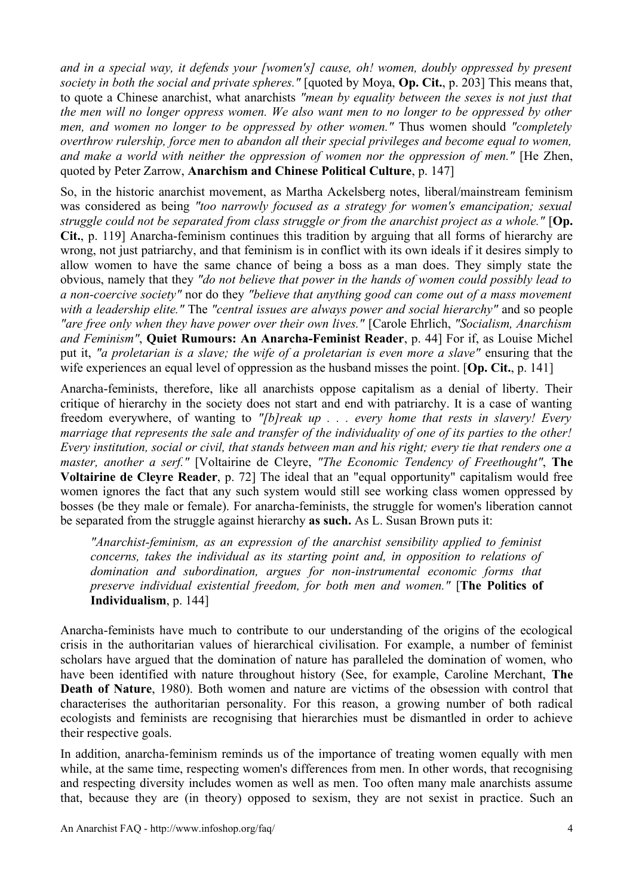*and in a special way, it defends your [women's] cause, oh! women, doubly oppressed by present society in both the social and private spheres."* [quoted by Moya, **Op. Cit.**, p. 203] This means that, to quote a Chinese anarchist, what anarchists *"mean by equality between the sexes is not just that the men will no longer oppress women. We also want men to no longer to be oppressed by other men, and women no longer to be oppressed by other women."* Thus women should *"completely overthrow rulership, force men to abandon all their special privileges and become equal to women, and make a world with neither the oppression of women nor the oppression of men."* [He Zhen, quoted by Peter Zarrow, **Anarchism and Chinese Political Culture**, p. 147]

So, in the historic anarchist movement, as Martha Ackelsberg notes, liberal/mainstream feminism was considered as being *"too narrowly focused as a strategy for women's emancipation; sexual struggle could not be separated from class struggle or from the anarchist project as a whole."* [**Op. Cit.**, p. 119] Anarcha-feminism continues this tradition by arguing that all forms of hierarchy are wrong, not just patriarchy, and that feminism is in conflict with its own ideals if it desires simply to allow women to have the same chance of being a boss as a man does. They simply state the obvious, namely that they *"do not believe that power in the hands of women could possibly lead to a non-coercive society"* nor do they *"believe that anything good can come out of a mass movement with a leadership elite."* The *"central issues are always power and social hierarchy"* and so people *"are free only when they have power over their own lives."* [Carole Ehrlich, *"Socialism, Anarchism and Feminism"*, **Quiet Rumours: An Anarcha-Feminist Reader**, p. 44] For if, as Louise Michel put it, *"a proletarian is a slave; the wife of a proletarian is even more a slave"* ensuring that the wife experiences an equal level of oppression as the husband misses the point. [**Op. Cit.**, p. 141]

Anarcha-feminists, therefore, like all anarchists oppose capitalism as a denial of liberty. Their critique of hierarchy in the society does not start and end with patriarchy. It is a case of wanting freedom everywhere, of wanting to *"[b]reak up . . . every home that rests in slavery! Every marriage that represents the sale and transfer of the individuality of one of its parties to the other! Every institution, social or civil, that stands between man and his right; every tie that renders one a master, another a serf."* [Voltairine de Cleyre, *"The Economic Tendency of Freethought"*, **The Voltairine de Cleyre Reader**, p. 72] The ideal that an "equal opportunity" capitalism would free women ignores the fact that any such system would still see working class women oppressed by bosses (be they male or female). For anarcha-feminists, the struggle for women's liberation cannot be separated from the struggle against hierarchy **as such.** As L. Susan Brown puts it:

> *"Anarchist-feminism, as an expression of the anarchist sensibility applied to feminist concerns, takes the individual as its starting point and, in opposition to relations of domination and subordination, argues for non-instrumental economic forms that preserve individual existential freedom, for both men and women."* [**The Politics of Individualism**, p. 144]

Anarcha-feminists have much to contribute to our understanding of the origins of the ecological crisis in the authoritarian values of hierarchical civilisation. For example, a number of feminist scholars have argued that the domination of nature has paralleled the domination of women, who have been identified with nature throughout history (See, for example, Caroline Merchant, **The Death of Nature**, 1980). Both women and nature are victims of the obsession with control that characterises the authoritarian personality. For this reason, a growing number of both radical ecologists and feminists are recognising that hierarchies must be dismantled in order to achieve their respective goals.

In addition, anarcha-feminism reminds us of the importance of treating women equally with men while, at the same time, respecting women's differences from men. In other words, that recognising and respecting diversity includes women as well as men. Too often many male anarchists assume that, because they are (in theory) opposed to sexism, they are not sexist in practice. Such an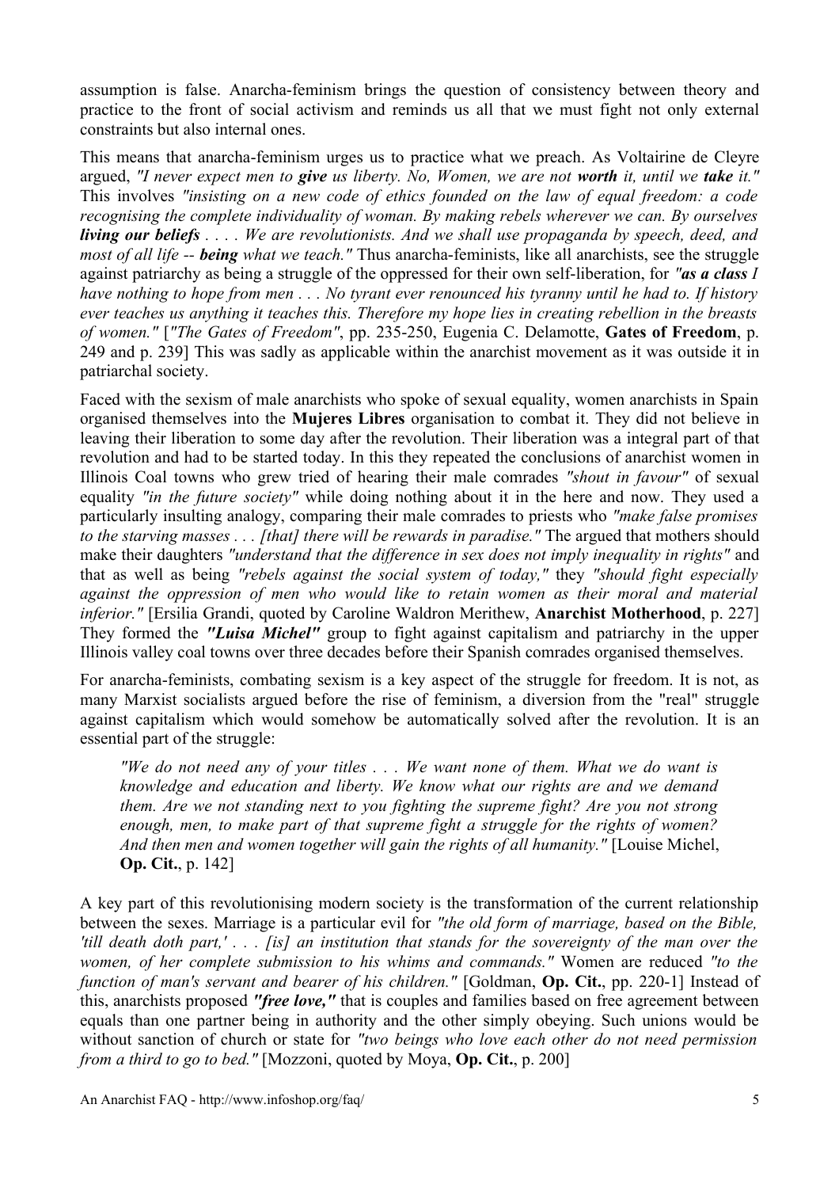assumption is false. Anarcha-feminism brings the question of consistency between theory and practice to the front of social activism and reminds us all that we must fight not only external constraints but also internal ones.

This means that anarcha-feminism urges us to practice what we preach. As Voltairine de Cleyre argued, *"I never expect men to **give** us liberty. No, Women, we are not **worth** it, until we **take** it."* This involves *"insisting on a new code of ethics founded on the law of equal freedom: a code recognising the complete individuality of woman. By making rebels wherever we can. By ourselves **living our beliefs** . . . . We are revolutionists. And we shall use propaganda by speech, deed, and most of all life -- **being** what we teach."* Thus anarcha-feminists, like all anarchists, see the struggle against patriarchy as being a struggle of the oppressed for their own self-liberation, for *"**as a class** I have nothing to hope from men . . . No tyrant ever renounced his tyranny until he had to. If history ever teaches us anything it teaches this. Therefore my hope lies in creating rebellion in the breasts of women."* [*"The Gates of Freedom"*, pp. 235-250, Eugenia C. Delamotte, **Gates of Freedom**, p. 249 and p. 239] This was sadly as applicable within the anarchist movement as it was outside it in patriarchal society.

Faced with the sexism of male anarchists who spoke of sexual equality, women anarchists in Spain organised themselves into the **Mujeres Libres** organisation to combat it. They did not believe in leaving their liberation to some day after the revolution. Their liberation was a integral part of that revolution and had to be started today. In this they repeated the conclusions of anarchist women in Illinois Coal towns who grew tried of hearing their male comrades *"shout in favour"* of sexual equality *"in the future society"* while doing nothing about it in the here and now. They used a particularly insulting analogy, comparing their male comrades to priests who *"make false promises to the starving masses . . . [that] there will be rewards in paradise."* The argued that mothers should make their daughters *"understand that the difference in sex does not imply inequality in rights"* and that as well as being *"rebels against the social system of today,"* they *"should fight especially against the oppression of men who would like to retain women as their moral and material inferior."* [Ersilia Grandi, quoted by Caroline Waldron Merithew, **Anarchist Motherhood**, p. 227] They formed the ***"Luisa Michel"*** group to fight against capitalism and patriarchy in the upper Illinois valley coal towns over three decades before their Spanish comrades organised themselves.

For anarcha-feminists, combating sexism is a key aspect of the struggle for freedom. It is not, as many Marxist socialists argued before the rise of feminism, a diversion from the "real" struggle against capitalism which would somehow be automatically solved after the revolution. It is an essential part of the struggle:

> *"We do not need any of your titles . . . We want none of them. What we do want is knowledge and education and liberty. We know what our rights are and we demand them. Are we not standing next to you fighting the supreme fight? Are you not strong enough, men, to make part of that supreme fight a struggle for the rights of women? And then men and women together will gain the rights of all humanity."* [Louise Michel, **Op. Cit.**, p. 142]

A key part of this revolutionising modern society is the transformation of the current relationship between the sexes. Marriage is a particular evil for *"the old form of marriage, based on the Bible, 'till death doth part,' . . . [is] an institution that stands for the sovereignty of the man over the women, of her complete submission to his whims and commands."* Women are reduced *"to the function of man's servant and bearer of his children."* [Goldman, **Op. Cit.**, pp. 220-1] Instead of this, anarchists proposed ***"free love,"*** that is couples and families based on free agreement between equals than one partner being in authority and the other simply obeying. Such unions would be without sanction of church or state for *"two beings who love each other do not need permission from a third to go to bed."* [Mozzoni, quoted by Moya, **Op. Cit.**, p. 200]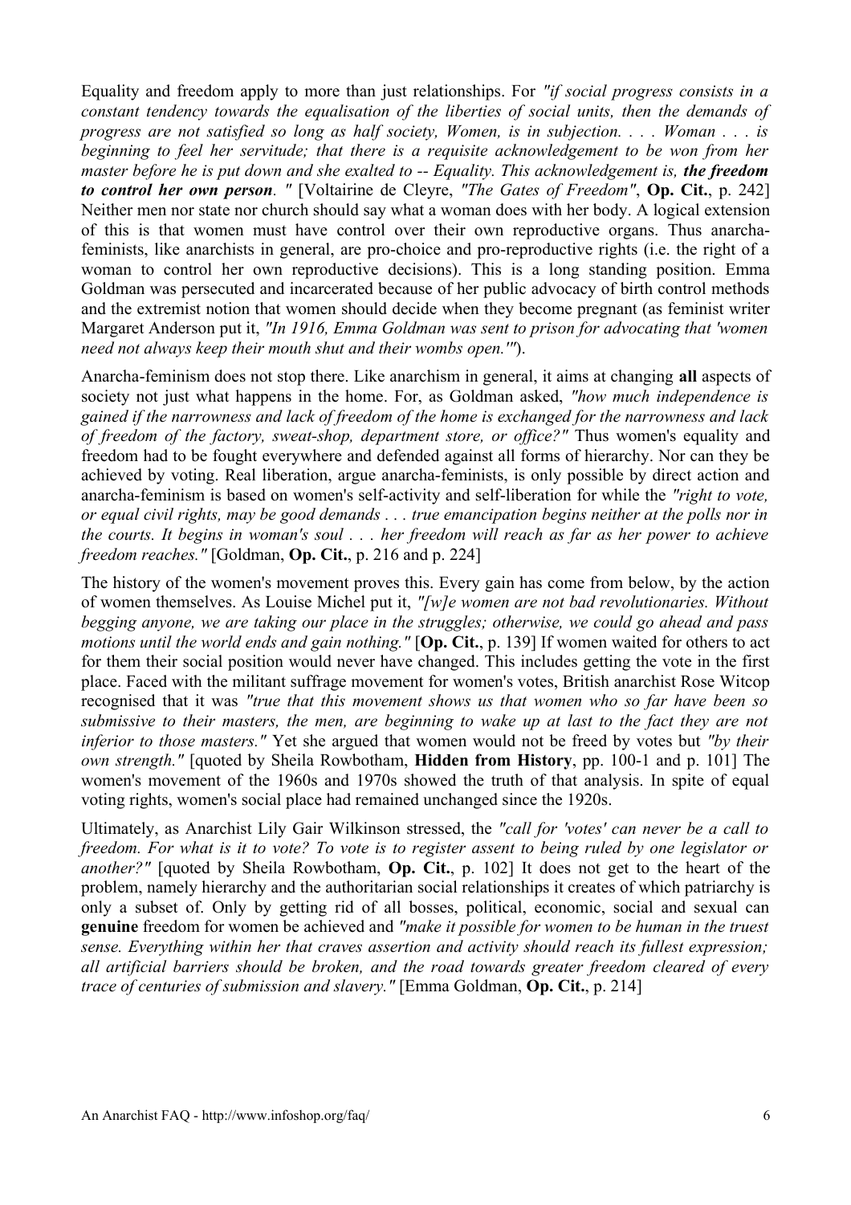Equality and freedom apply to more than just relationships. For *"if social progress consists in a constant tendency towards the equalisation of the liberties of social units, then the demands of progress are not satisfied so long as half society, Women, is in subjection. . . . Woman . . . is beginning to feel her servitude; that there is a requisite acknowledgement to be won from her master before he is put down and she exalted to -- Equality. This acknowledgement is, **the freedom to control her own person**. "* [Voltairine de Cleyre, *"The Gates of Freedom"*, **Op. Cit.**, p. 242] Neither men nor state nor church should say what a woman does with her body. A logical extension of this is that women must have control over their own reproductive organs. Thus anarcha-feminists, like anarchists in general, are pro-choice and pro-reproductive rights (i.e. the right of a woman to control her own reproductive decisions). This is a long standing position. Emma Goldman was persecuted and incarcerated because of her public advocacy of birth control methods and the extremist notion that women should decide when they become pregnant (as feminist writer Margaret Anderson put it, *"In 1916, Emma Goldman was sent to prison for advocating that 'women need not always keep their mouth shut and their wombs open.'"*).

Anarcha-feminism does not stop there. Like anarchism in general, it aims at changing **all** aspects of society not just what happens in the home. For, as Goldman asked, *"how much independence is gained if the narrowness and lack of freedom of the home is exchanged for the narrowness and lack of freedom of the factory, sweat-shop, department store, or office?"* Thus women's equality and freedom had to be fought everywhere and defended against all forms of hierarchy. Nor can they be achieved by voting. Real liberation, argue anarcha-feminists, is only possible by direct action and anarcha-feminism is based on women's self-activity and self-liberation for while the *"right to vote, or equal civil rights, may be good demands . . . true emancipation begins neither at the polls nor in the courts. It begins in woman's soul . . . her freedom will reach as far as her power to achieve freedom reaches."* [Goldman, **Op. Cit.**, p. 216 and p. 224]

The history of the women's movement proves this. Every gain has come from below, by the action of women themselves. As Louise Michel put it, *"[w]e women are not bad revolutionaries. Without begging anyone, we are taking our place in the struggles; otherwise, we could go ahead and pass motions until the world ends and gain nothing."* [**Op. Cit.**, p. 139] If women waited for others to act for them their social position would never have changed. This includes getting the vote in the first place. Faced with the militant suffrage movement for women's votes, British anarchist Rose Witcop recognised that it was *"true that this movement shows us that women who so far have been so submissive to their masters, the men, are beginning to wake up at last to the fact they are not inferior to those masters."* Yet she argued that women would not be freed by votes but *"by their own strength."* [quoted by Sheila Rowbotham, **Hidden from History**, pp. 100-1 and p. 101] The women's movement of the 1960s and 1970s showed the truth of that analysis. In spite of equal voting rights, women's social place had remained unchanged since the 1920s.

Ultimately, as Anarchist Lily Gair Wilkinson stressed, the *"call for 'votes' can never be a call to freedom. For what is it to vote? To vote is to register assent to being ruled by one legislator or another?"* [quoted by Sheila Rowbotham, **Op. Cit.**, p. 102] It does not get to the heart of the problem, namely hierarchy and the authoritarian social relationships it creates of which patriarchy is only a subset of. Only by getting rid of all bosses, political, economic, social and sexual can **genuine** freedom for women be achieved and *"make it possible for women to be human in the truest sense. Everything within her that craves assertion and activity should reach its fullest expression; all artificial barriers should be broken, and the road towards greater freedom cleared of every trace of centuries of submission and slavery."* [Emma Goldman, **Op. Cit.**, p. 214]